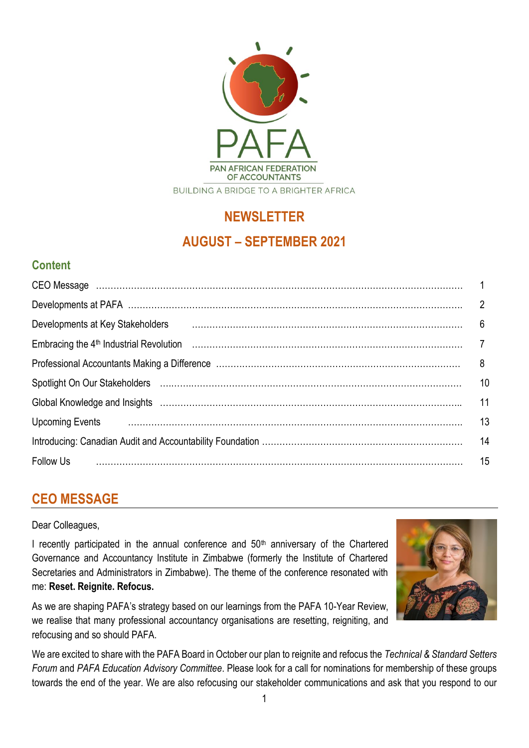PAFA

PAN AFRICAN FEDERATION OF ACCOUNTANTS

BUILDING A BRIDGE TO A BRIGHTER AFRICA

# NEWSLETTER

# AUGUST – SEPTEMBER 2021

## Content

| | |
|---|---|
| CEO Message | 1 |
| Developments at PAFA | 2 |
| Developments at Key Stakeholders | 6 |
| Embracing the 4th Industrial Revolution | 7 |
| Professional Accountants Making a Difference | 8 |
| Spotlight On Our Stakeholders | 10 |
| Global Knowledge and Insights | 11 |
| Upcoming Events | 13 |
| Introducing: Canadian Audit and Accountability Foundation | 14 |
| Follow Us | 15 |

## CEO MESSAGE

Dear Colleagues,

I recently participated in the annual conference and 50th anniversary of the Chartered Governance and Accountancy Institute in Zimbabwe (formerly the Institute of Chartered Secretaries and Administrators in Zimbabwe). The theme of the conference resonated with me: **Reset. Reignite. Refocus.**

As we are shaping PAFA's strategy based on our learnings from the PAFA 10-Year Review, we realise that many professional accountancy organisations are resetting, reigniting, and refocusing and so should PAFA.

We are excited to share with the PAFA Board in October our plan to reignite and refocus the *Technical & Standard Setters Forum* and *PAFA Education Advisory Committee*. Please look for a call for nominations for membership of these groups towards the end of the year. We are also refocusing our stakeholder communications and ask that you respond to our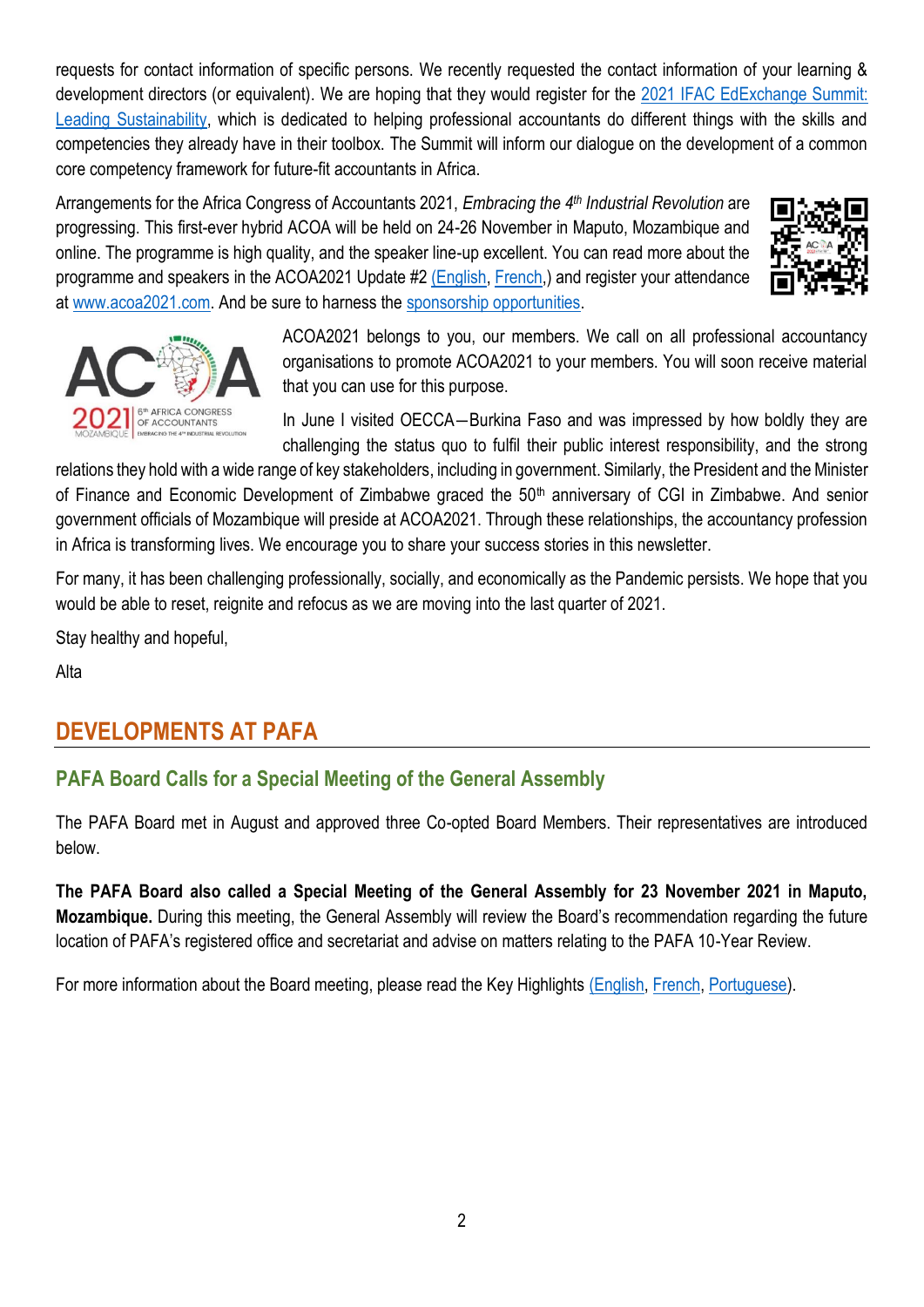requests for contact information of specific persons. We recently requested the contact information of your learning & development directors (or equivalent). We are hoping that they would register for the 2021 IFAC EdExchange Summit: Leading Sustainability, which is dedicated to helping professional accountants do different things with the skills and competencies they already have in their toolbox. The Summit will inform our dialogue on the development of a common core competency framework for future-fit accountants in Africa.

Arrangements for the Africa Congress of Accountants 2021, *Embracing the 4th Industrial Revolution* are progressing. This first-ever hybrid ACOA will be held on 24-26 November in Maputo, Mozambique and online. The programme is high quality, and the speaker line-up excellent. You can read more about the programme and speakers in the ACOA2021 Update #2 (English, French,) and register your attendance at www.acoa2021.com. And be sure to harness the sponsorship opportunities.

ACOA2021 belongs to you, our members. We call on all professional accountancy organisations to promote ACOA2021 to your members. You will soon receive material that you can use for this purpose.

In June I visited OECCA—Burkina Faso and was impressed by how boldly they are challenging the status quo to fulfil their public interest responsibility, and the strong relations they hold with a wide range of key stakeholders, including in government. Similarly, the President and the Minister of Finance and Economic Development of Zimbabwe graced the 50th anniversary of CGI in Zimbabwe. And senior government officials of Mozambique will preside at ACOA2021. Through these relationships, the accountancy profession in Africa is transforming lives. We encourage you to share your success stories in this newsletter.

For many, it has been challenging professionally, socially, and economically as the Pandemic persists. We hope that you would be able to reset, reignite and refocus as we are moving into the last quarter of 2021.

Stay healthy and hopeful,

Alta

## DEVELOPMENTS AT PAFA

### PAFA Board Calls for a Special Meeting of the General Assembly

The PAFA Board met in August and approved three Co-opted Board Members. Their representatives are introduced below.

**The PAFA Board also called a Special Meeting of the General Assembly for 23 November 2021 in Maputo, Mozambique.** During this meeting, the General Assembly will review the Board's recommendation regarding the future location of PAFA's registered office and secretariat and advise on matters relating to the PAFA 10-Year Review.

For more information about the Board meeting, please read the Key Highlights (English, French, Portuguese).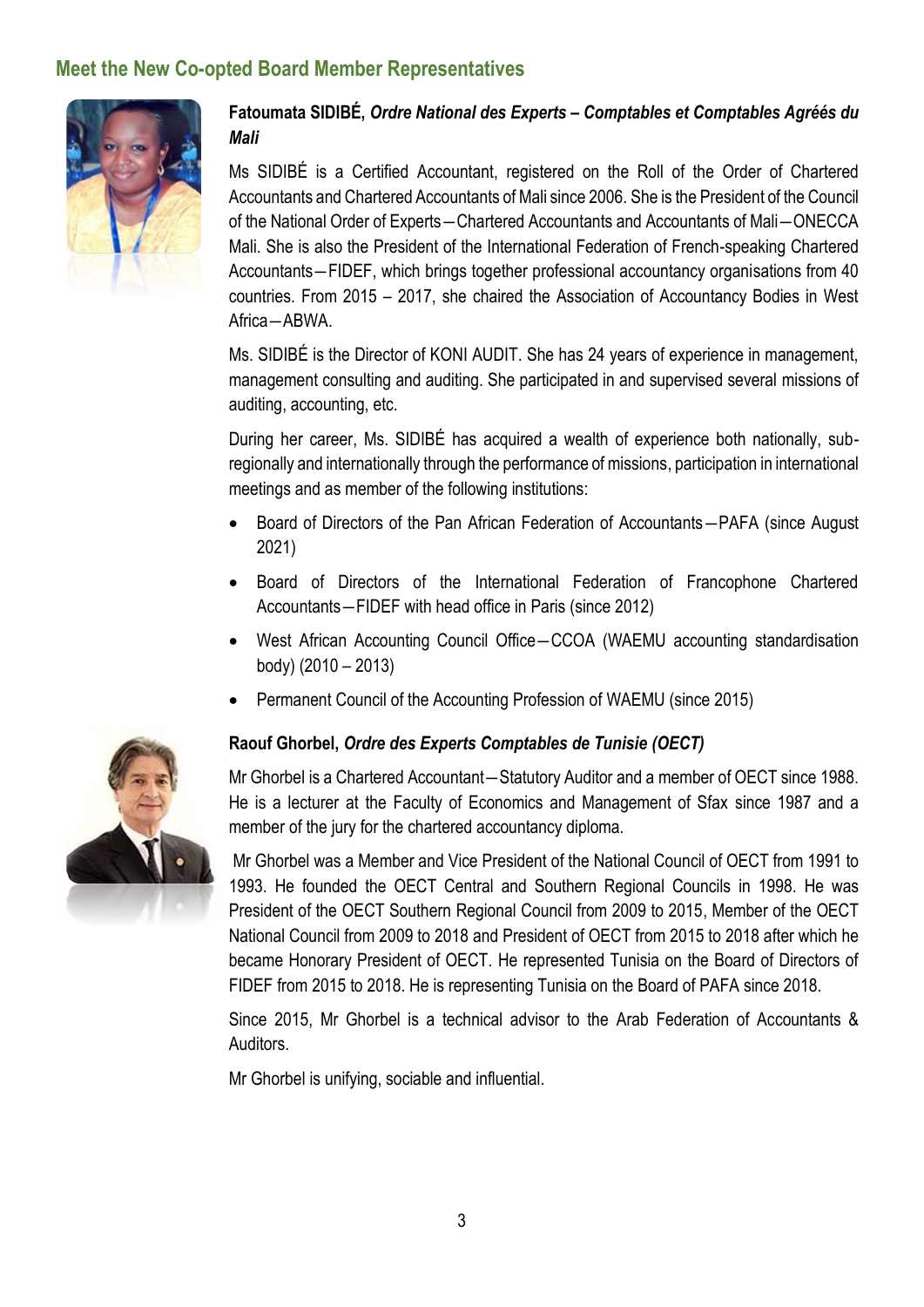## Meet the New Co-opted Board Member Representatives

**Fatoumata SIDIBÉ, *Ordre National des Experts – Comptables et Comptables Agréés du Mali***

Ms SIDIBÉ is a Certified Accountant, registered on the Roll of the Order of Chartered Accountants and Chartered Accountants of Mali since 2006. She is the President of the Council of the National Order of Experts—Chartered Accountants and Accountants of Mali—ONECCA Mali. She is also the President of the International Federation of French-speaking Chartered Accountants—FIDEF, which brings together professional accountancy organisations from 40 countries. From 2015 – 2017, she chaired the Association of Accountancy Bodies in West Africa—ABWA.

Ms. SIDIBÉ is the Director of KONI AUDIT. She has 24 years of experience in management, management consulting and auditing. She participated in and supervised several missions of auditing, accounting, etc.

During her career, Ms. SIDIBÉ has acquired a wealth of experience both nationally, sub-regionally and internationally through the performance of missions, participation in international meetings and as member of the following institutions:

- Board of Directors of the Pan African Federation of Accountants—PAFA (since August 2021)
- Board of Directors of the International Federation of Francophone Chartered Accountants—FIDEF with head office in Paris (since 2012)
- West African Accounting Council Office—CCOA (WAEMU accounting standardisation body) (2010 – 2013)
- Permanent Council of the Accounting Profession of WAEMU (since 2015)

**Raouf Ghorbel, *Ordre des Experts Comptables de Tunisie (OECT)***

Mr Ghorbel is a Chartered Accountant—Statutory Auditor and a member of OECT since 1988. He is a lecturer at the Faculty of Economics and Management of Sfax since 1987 and a member of the jury for the chartered accountancy diploma.

Mr Ghorbel was a Member and Vice President of the National Council of OECT from 1991 to 1993. He founded the OECT Central and Southern Regional Councils in 1998. He was President of the OECT Southern Regional Council from 2009 to 2015, Member of the OECT National Council from 2009 to 2018 and President of OECT from 2015 to 2018 after which he became Honorary President of OECT. He represented Tunisia on the Board of Directors of FIDEF from 2015 to 2018. He is representing Tunisia on the Board of PAFA since 2018.

Since 2015, Mr Ghorbel is a technical advisor to the Arab Federation of Accountants & Auditors.

Mr Ghorbel is unifying, sociable and influential.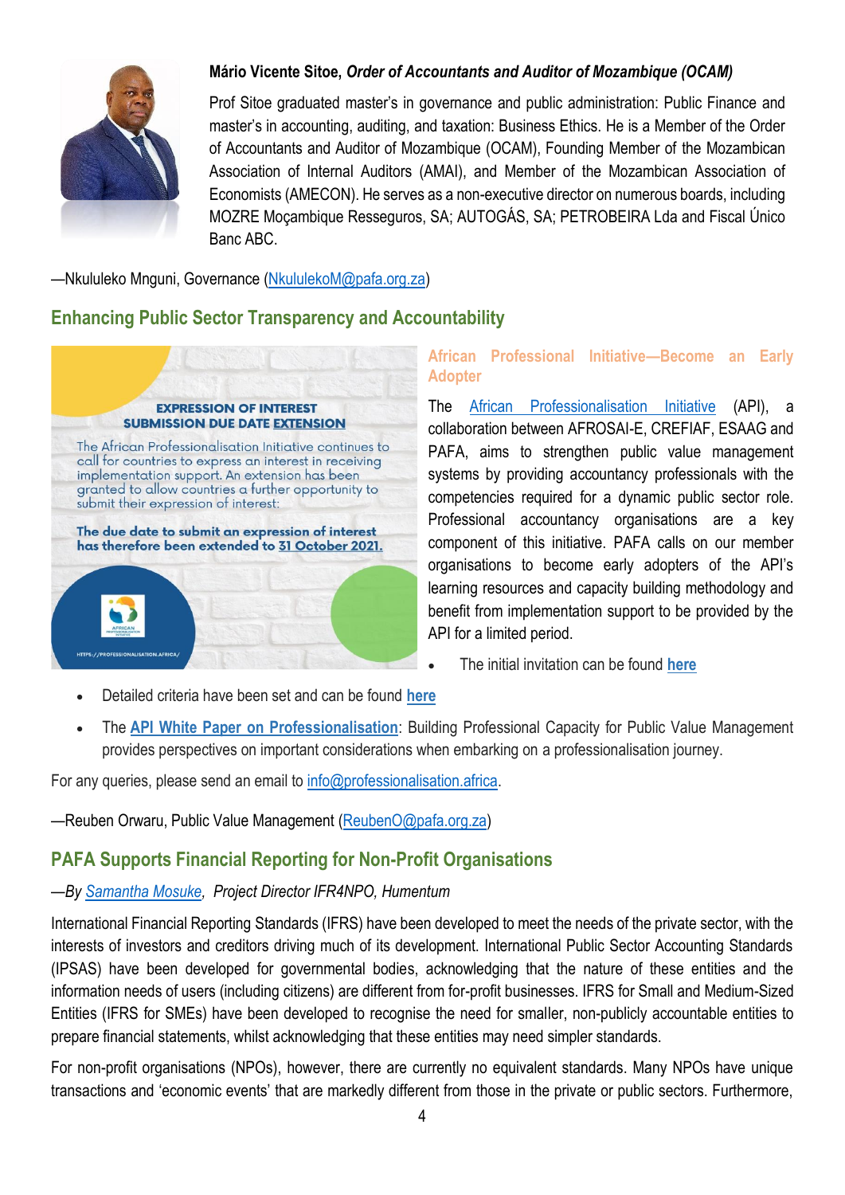**Mário Vicente Sitoe,** ***Order of Accountants and Auditor of Mozambique (OCAM)***

Prof Sitoe graduated master's in governance and public administration: Public Finance and master's in accounting, auditing, and taxation: Business Ethics. He is a Member of the Order of Accountants and Auditor of Mozambique (OCAM), Founding Member of the Mozambican Association of Internal Auditors (AMAI), and Member of the Mozambican Association of Economists (AMECON). He serves as a non-executive director on numerous boards, including MOZRE Moçambique Resseguros, SA; AUTOGÁS, SA; PETROBEIRA Lda and Fiscal Único Banc ABC.

—Nkululeko Mnguni, Governance (NkululekoM@pafa.org.za)

## Enhancing Public Sector Transparency and Accountability

**EXPRESSION OF INTEREST**
**SUBMISSION DUE DATE EXTENSION**

The African Professionalisation Initiative continues to call for countries to express an interest in receiving implementation support. An extension has been granted to allow countries a further opportunity to submit their expression of interest:

**The due date to submit an expression of interest has therefore been extended to 31 October 2021.**

HTTPS://PROFESSIONALISATION.AFRICA/

### African Professional Initiative—Become an Early Adopter

The African Professionalisation Initiative (API), a collaboration between AFROSAI-E, CREFIAF, ESAAG and PAFA, aims to strengthen public value management systems by providing accountancy professionals with the competencies required for a dynamic public sector role. Professional accountancy organisations are a key component of this initiative. PAFA calls on our member organisations to become early adopters of the API's learning resources and capacity building methodology and benefit from implementation support to be provided by the API for a limited period.

- The initial invitation can be found **here**
- Detailed criteria have been set and can be found **here**
- The **API White Paper on Professionalisation**: Building Professional Capacity for Public Value Management provides perspectives on important considerations when embarking on a professionalisation journey.

For any queries, please send an email to info@professionalisation.africa.

—Reuben Orwaru, Public Value Management (ReubenO@pafa.org.za)

## PAFA Supports Financial Reporting for Non-Profit Organisations

*—By Samantha Mosuke, Project Director IFR4NPO, Humentum*

International Financial Reporting Standards (IFRS) have been developed to meet the needs of the private sector, with the interests of investors and creditors driving much of its development. International Public Sector Accounting Standards (IPSAS) have been developed for governmental bodies, acknowledging that the nature of these entities and the information needs of users (including citizens) are different from for-profit businesses. IFRS for Small and Medium-Sized Entities (IFRS for SMEs) have been developed to recognise the need for smaller, non-publicly accountable entities to prepare financial statements, whilst acknowledging that these entities may need simpler standards.

For non-profit organisations (NPOs), however, there are currently no equivalent standards. Many NPOs have unique transactions and 'economic events' that are markedly different from those in the private or public sectors. Furthermore,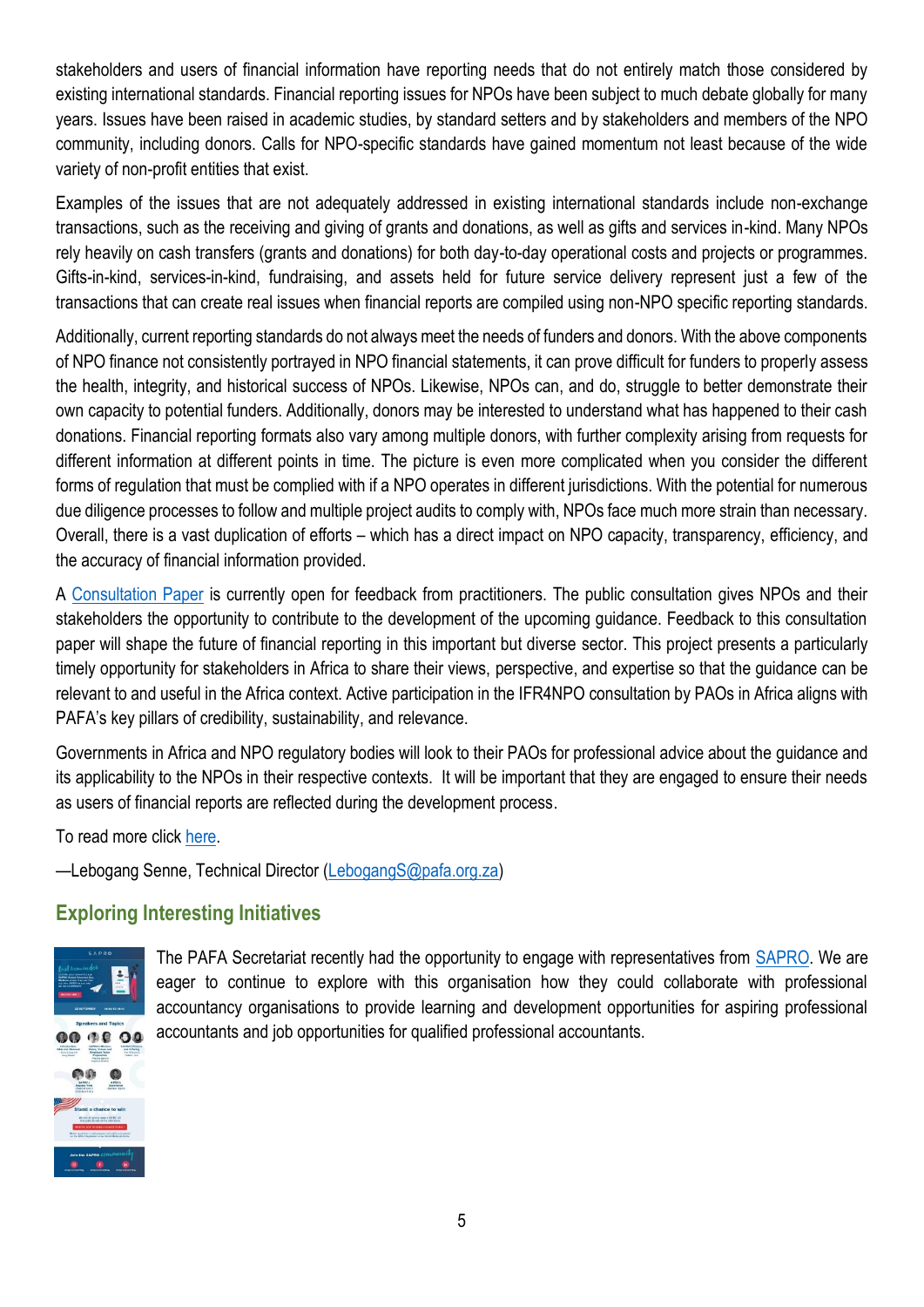stakeholders and users of financial information have reporting needs that do not entirely match those considered by existing international standards. Financial reporting issues for NPOs have been subject to much debate globally for many years. Issues have been raised in academic studies, by standard setters and by stakeholders and members of the NPO community, including donors. Calls for NPO-specific standards have gained momentum not least because of the wide variety of non-profit entities that exist.

Examples of the issues that are not adequately addressed in existing international standards include non-exchange transactions, such as the receiving and giving of grants and donations, as well as gifts and services in-kind. Many NPOs rely heavily on cash transfers (grants and donations) for both day-to-day operational costs and projects or programmes. Gifts-in-kind, services-in-kind, fundraising, and assets held for future service delivery represent just a few of the transactions that can create real issues when financial reports are compiled using non-NPO specific reporting standards.

Additionally, current reporting standards do not always meet the needs of funders and donors. With the above components of NPO finance not consistently portrayed in NPO financial statements, it can prove difficult for funders to properly assess the health, integrity, and historical success of NPOs. Likewise, NPOs can, and do, struggle to better demonstrate their own capacity to potential funders. Additionally, donors may be interested to understand what has happened to their cash donations. Financial reporting formats also vary among multiple donors, with further complexity arising from requests for different information at different points in time. The picture is even more complicated when you consider the different forms of regulation that must be complied with if a NPO operates in different jurisdictions. With the potential for numerous due diligence processes to follow and multiple project audits to comply with, NPOs face much more strain than necessary. Overall, there is a vast duplication of efforts – which has a direct impact on NPO capacity, transparency, efficiency, and the accuracy of financial information provided.

A Consultation Paper is currently open for feedback from practitioners. The public consultation gives NPOs and their stakeholders the opportunity to contribute to the development of the upcoming guidance. Feedback to this consultation paper will shape the future of financial reporting in this important but diverse sector. This project presents a particularly timely opportunity for stakeholders in Africa to share their views, perspective, and expertise so that the guidance can be relevant to and useful in the Africa context. Active participation in the IFR4NPO consultation by PAOs in Africa aligns with PAFA's key pillars of credibility, sustainability, and relevance.

Governments in Africa and NPO regulatory bodies will look to their PAOs for professional advice about the guidance and its applicability to the NPOs in their respective contexts. It will be important that they are engaged to ensure their needs as users of financial reports are reflected during the development process.

To read more click here.

—Lebogang Senne, Technical Director (LebogangS@pafa.org.za)

## Exploring Interesting Initiatives

The PAFA Secretariat recently had the opportunity to engage with representatives from SAPRO. We are eager to continue to explore with this organisation how they could collaborate with professional accountancy organisations to provide learning and development opportunities for aspiring professional accountants and job opportunities for qualified professional accountants.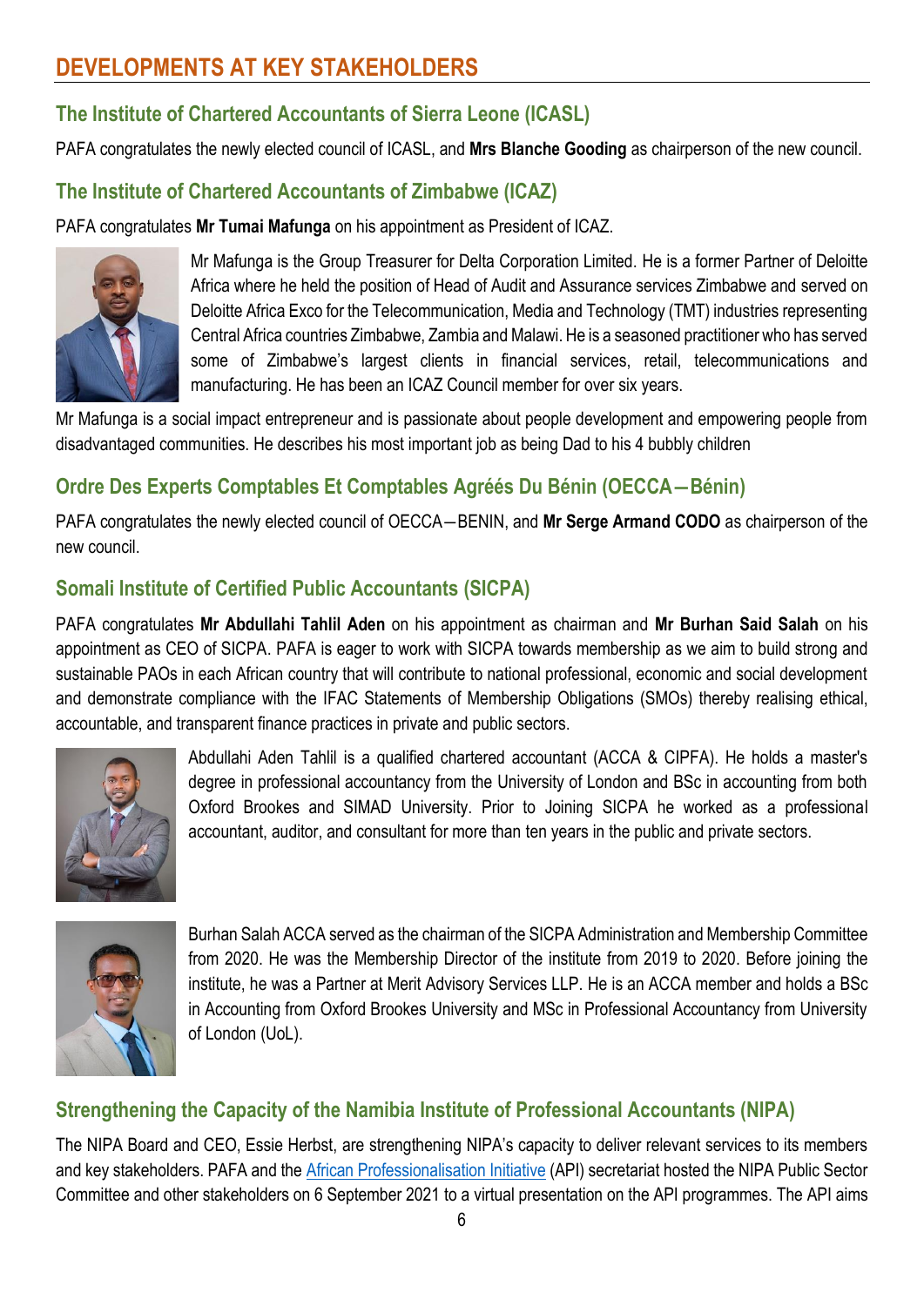# DEVELOPMENTS AT KEY STAKEHOLDERS

## The Institute of Chartered Accountants of Sierra Leone (ICASL)

PAFA congratulates the newly elected council of ICASL, and **Mrs Blanche Gooding** as chairperson of the new council.

## The Institute of Chartered Accountants of Zimbabwe (ICAZ)

PAFA congratulates **Mr Tumai Mafunga** on his appointment as President of ICAZ.

Mr Mafunga is the Group Treasurer for Delta Corporation Limited. He is a former Partner of Deloitte Africa where he held the position of Head of Audit and Assurance services Zimbabwe and served on Deloitte Africa Exco for the Telecommunication, Media and Technology (TMT) industries representing Central Africa countries Zimbabwe, Zambia and Malawi. He is a seasoned practitioner who has served some of Zimbabwe's largest clients in financial services, retail, telecommunications and manufacturing. He has been an ICAZ Council member for over six years.

Mr Mafunga is a social impact entrepreneur and is passionate about people development and empowering people from disadvantaged communities. He describes his most important job as being Dad to his 4 bubbly children

## Ordre Des Experts Comptables Et Comptables Agréés Du Bénin (OECCA—Bénin)

PAFA congratulates the newly elected council of OECCA—BENIN, and **Mr Serge Armand CODO** as chairperson of the new council.

## Somali Institute of Certified Public Accountants (SICPA)

PAFA congratulates **Mr Abdullahi Tahlil Aden** on his appointment as chairman and **Mr Burhan Said Salah** on his appointment as CEO of SICPA. PAFA is eager to work with SICPA towards membership as we aim to build strong and sustainable PAOs in each African country that will contribute to national professional, economic and social development and demonstrate compliance with the IFAC Statements of Membership Obligations (SMOs) thereby realising ethical, accountable, and transparent finance practices in private and public sectors.

Abdullahi Aden Tahlil is a qualified chartered accountant (ACCA & CIPFA). He holds a master's degree in professional accountancy from the University of London and BSc in accounting from both Oxford Brookes and SIMAD University. Prior to Joining SICPA he worked as a professional accountant, auditor, and consultant for more than ten years in the public and private sectors.

Burhan Salah ACCA served as the chairman of the SICPA Administration and Membership Committee from 2020. He was the Membership Director of the institute from 2019 to 2020. Before joining the institute, he was a Partner at Merit Advisory Services LLP. He is an ACCA member and holds a BSc in Accounting from Oxford Brookes University and MSc in Professional Accountancy from University of London (UoL).

## Strengthening the Capacity of the Namibia Institute of Professional Accountants (NIPA)

The NIPA Board and CEO, Essie Herbst, are strengthening NIPA's capacity to deliver relevant services to its members and key stakeholders. PAFA and the African Professionalisation Initiative (API) secretariat hosted the NIPA Public Sector Committee and other stakeholders on 6 September 2021 to a virtual presentation on the API programmes. The API aims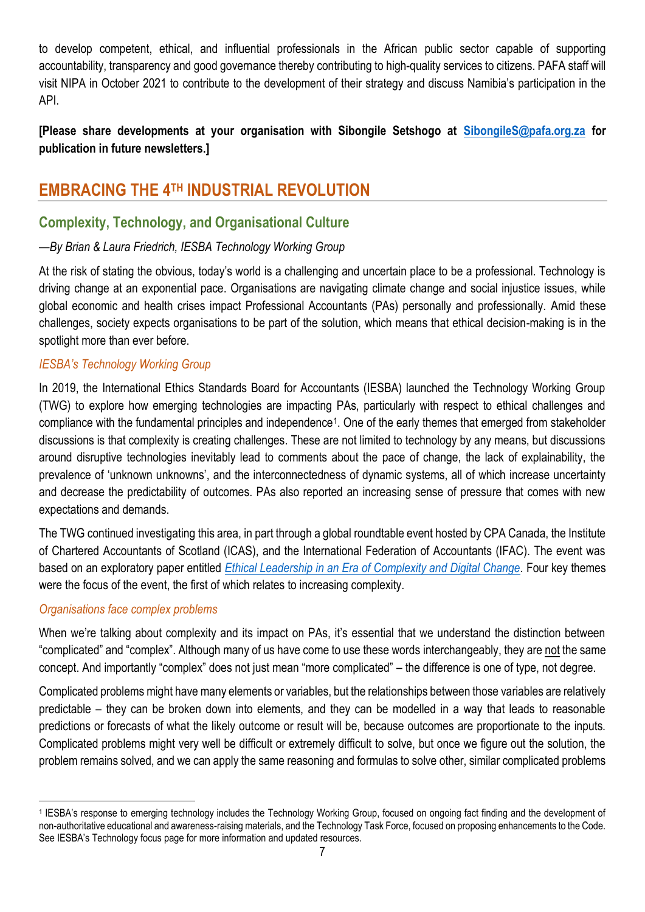to develop competent, ethical, and influential professionals in the African public sector capable of supporting accountability, transparency and good governance thereby contributing to high-quality services to citizens. PAFA staff will visit NIPA in October 2021 to contribute to the development of their strategy and discuss Namibia's participation in the API.

**[Please share developments at your organisation with Sibongile Setshogo at [SibongileS@pafa.org.za](mailto:SibongileS@pafa.org.za) for publication in future newsletters.]**

## EMBRACING THE 4TH INDUSTRIAL REVOLUTION

### Complexity, Technology, and Organisational Culture

*—By Brian & Laura Friedrich, IESBA Technology Working Group*

At the risk of stating the obvious, today's world is a challenging and uncertain place to be a professional. Technology is driving change at an exponential pace. Organisations are navigating climate change and social injustice issues, while global economic and health crises impact Professional Accountants (PAs) personally and professionally. Amid these challenges, society expects organisations to be part of the solution, which means that ethical decision-making is in the spotlight more than ever before.

#### *IESBA's Technology Working Group*

In 2019, the International Ethics Standards Board for Accountants (IESBA) launched the Technology Working Group (TWG) to explore how emerging technologies are impacting PAs, particularly with respect to ethical challenges and compliance with the fundamental principles and independence[1]. One of the early themes that emerged from stakeholder discussions is that complexity is creating challenges. These are not limited to technology by any means, but discussions around disruptive technologies inevitably lead to comments about the pace of change, the lack of explainability, the prevalence of 'unknown unknowns', and the interconnectedness of dynamic systems, all of which increase uncertainty and decrease the predictability of outcomes. PAs also reported an increasing sense of pressure that comes with new expectations and demands.

The TWG continued investigating this area, in part through a global roundtable event hosted by CPA Canada, the Institute of Chartered Accountants of Scotland (ICAS), and the International Federation of Accountants (IFAC). The event was based on an exploratory paper entitled *Ethical Leadership in an Era of Complexity and Digital Change*. Four key themes were the focus of the event, the first of which relates to increasing complexity.

#### *Organisations face complex problems*

When we're talking about complexity and its impact on PAs, it's essential that we understand the distinction between "complicated" and "complex". Although many of us have come to use these words interchangeably, they are not the same concept. And importantly "complex" does not just mean "more complicated" – the difference is one of type, not degree.

Complicated problems might have many elements or variables, but the relationships between those variables are relatively predictable – they can be broken down into elements, and they can be modelled in a way that leads to reasonable predictions or forecasts of what the likely outcome or result will be, because outcomes are proportionate to the inputs. Complicated problems might very well be difficult or extremely difficult to solve, but once we figure out the solution, the problem remains solved, and we can apply the same reasoning and formulas to solve other, similar complicated problems

---

[1] IESBA's response to emerging technology includes the Technology Working Group, focused on ongoing fact finding and the development of non-authoritative educational and awareness-raising materials, and the Technology Task Force, focused on proposing enhancements to the Code. See IESBA's Technology focus page for more information and updated resources.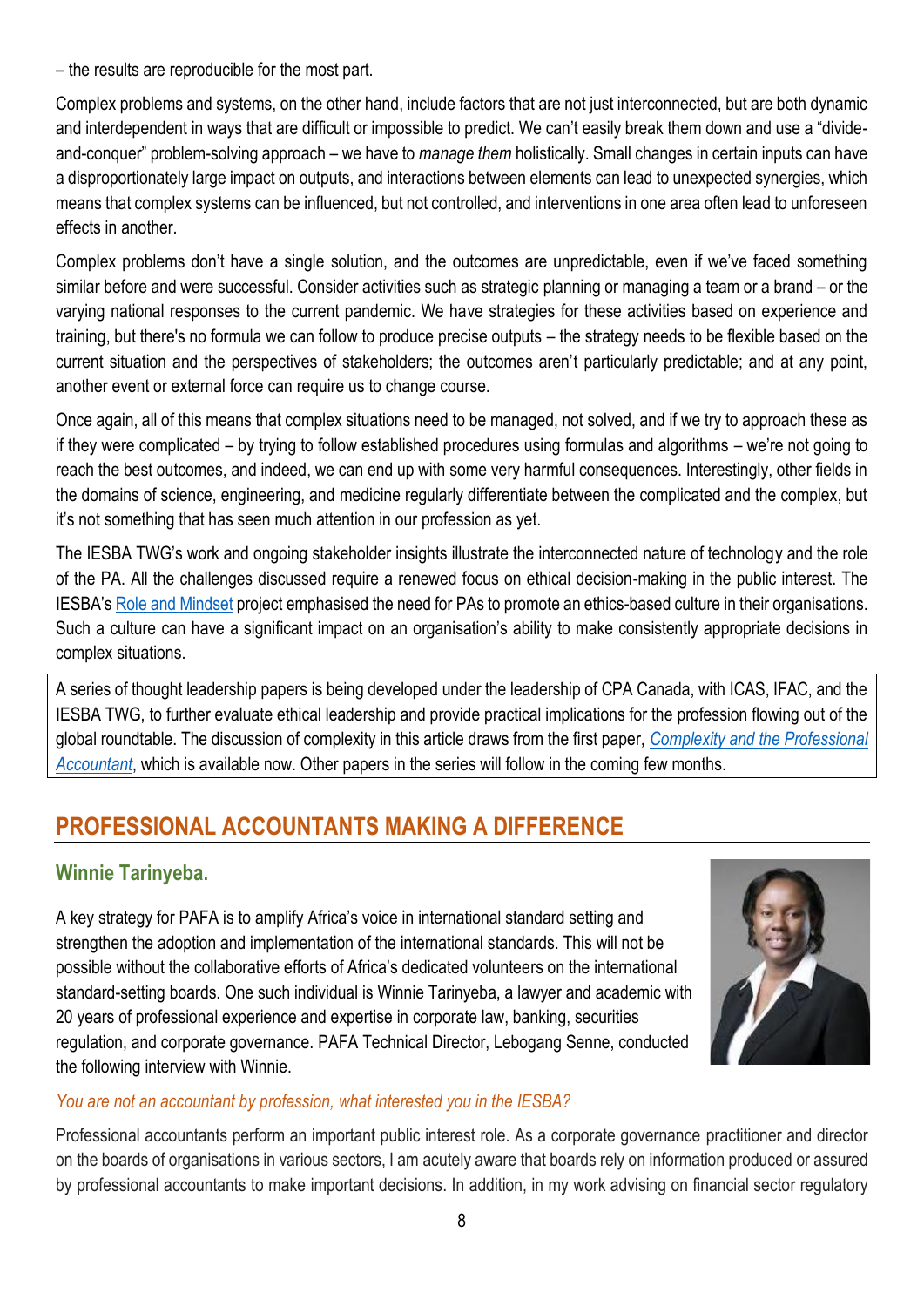– the results are reproducible for the most part.

Complex problems and systems, on the other hand, include factors that are not just interconnected, but are both dynamic and interdependent in ways that are difficult or impossible to predict. We can't easily break them down and use a "divide-and-conquer" problem-solving approach – we have to *manage them* holistically. Small changes in certain inputs can have a disproportionately large impact on outputs, and interactions between elements can lead to unexpected synergies, which means that complex systems can be influenced, but not controlled, and interventions in one area often lead to unforeseen effects in another.

Complex problems don't have a single solution, and the outcomes are unpredictable, even if we've faced something similar before and were successful. Consider activities such as strategic planning or managing a team or a brand – or the varying national responses to the current pandemic. We have strategies for these activities based on experience and training, but there's no formula we can follow to produce precise outputs – the strategy needs to be flexible based on the current situation and the perspectives of stakeholders; the outcomes aren't particularly predictable; and at any point, another event or external force can require us to change course.

Once again, all of this means that complex situations need to be managed, not solved, and if we try to approach these as if they were complicated – by trying to follow established procedures using formulas and algorithms – we're not going to reach the best outcomes, and indeed, we can end up with some very harmful consequences. Interestingly, other fields in the domains of science, engineering, and medicine regularly differentiate between the complicated and the complex, but it's not something that has seen much attention in our profession as yet.

The IESBA TWG's work and ongoing stakeholder insights illustrate the interconnected nature of technology and the role of the PA. All the challenges discussed require a renewed focus on ethical decision-making in the public interest. The IESBA's Role and Mindset project emphasised the need for PAs to promote an ethics-based culture in their organisations. Such a culture can have a significant impact on an organisation's ability to make consistently appropriate decisions in complex situations.

A series of thought leadership papers is being developed under the leadership of CPA Canada, with ICAS, IFAC, and the IESBA TWG, to further evaluate ethical leadership and provide practical implications for the profession flowing out of the global roundtable. The discussion of complexity in this article draws from the first paper, *Complexity and the Professional Accountant*, which is available now. Other papers in the series will follow in the coming few months.

## PROFESSIONAL ACCOUNTANTS MAKING A DIFFERENCE

### Winnie Tarinyeba.

A key strategy for PAFA is to amplify Africa's voice in international standard setting and strengthen the adoption and implementation of the international standards. This will not be possible without the collaborative efforts of Africa's dedicated volunteers on the international standard-setting boards. One such individual is Winnie Tarinyeba, a lawyer and academic with 20 years of professional experience and expertise in corporate law, banking, securities regulation, and corporate governance. PAFA Technical Director, Lebogang Senne, conducted the following interview with Winnie.

*You are not an accountant by profession, what interested you in the IESBA?*

Professional accountants perform an important public interest role. As a corporate governance practitioner and director on the boards of organisations in various sectors, I am acutely aware that boards rely on information produced or assured by professional accountants to make important decisions. In addition, in my work advising on financial sector regulatory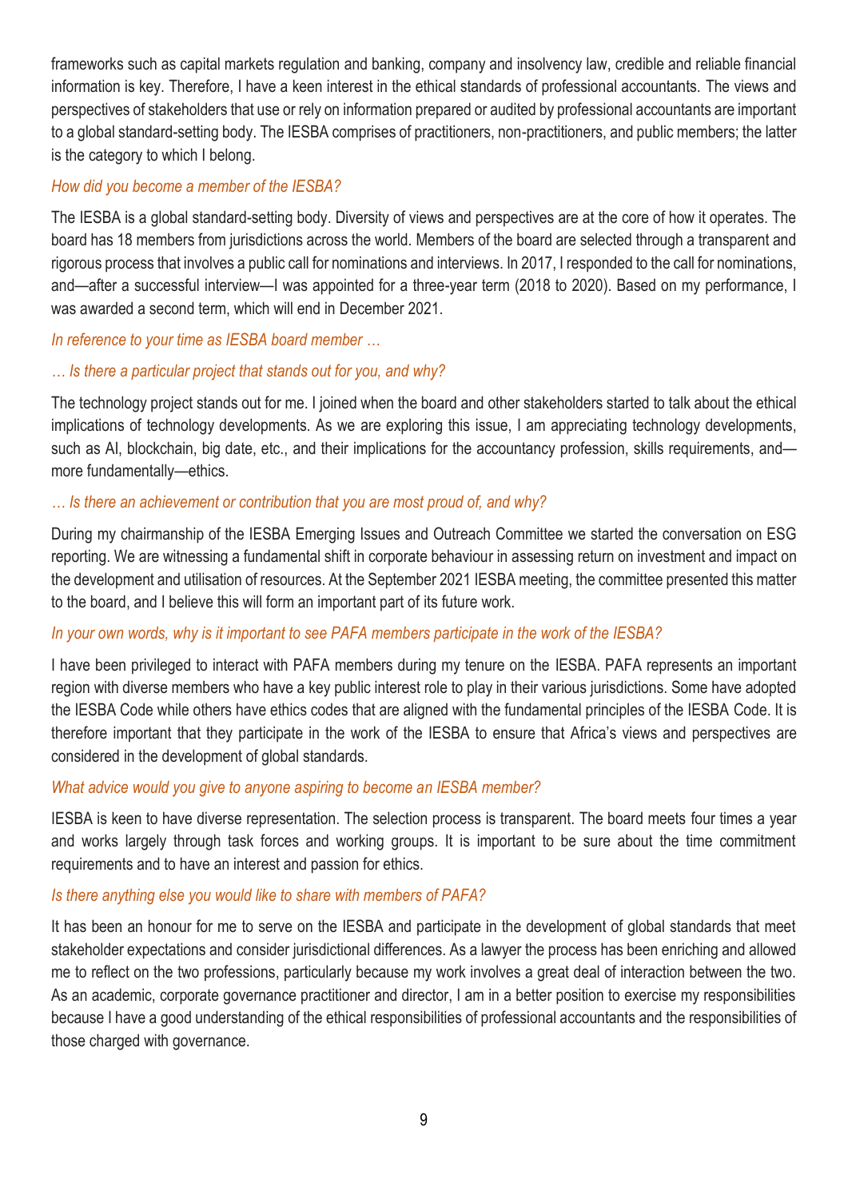frameworks such as capital markets regulation and banking, company and insolvency law, credible and reliable financial information is key. Therefore, I have a keen interest in the ethical standards of professional accountants. The views and perspectives of stakeholders that use or rely on information prepared or audited by professional accountants are important to a global standard-setting body. The IESBA comprises of practitioners, non-practitioners, and public members; the latter is the category to which I belong.

*How did you become a member of the IESBA?*

The IESBA is a global standard-setting body. Diversity of views and perspectives are at the core of how it operates. The board has 18 members from jurisdictions across the world. Members of the board are selected through a transparent and rigorous process that involves a public call for nominations and interviews. In 2017, I responded to the call for nominations, and—after a successful interview—I was appointed for a three-year term (2018 to 2020). Based on my performance, I was awarded a second term, which will end in December 2021.

*In reference to your time as IESBA board member …*

*… Is there a particular project that stands out for you, and why?*

The technology project stands out for me. I joined when the board and other stakeholders started to talk about the ethical implications of technology developments. As we are exploring this issue, I am appreciating technology developments, such as AI, blockchain, big date, etc., and their implications for the accountancy profession, skills requirements, and—more fundamentally—ethics.

*… Is there an achievement or contribution that you are most proud of, and why?*

During my chairmanship of the IESBA Emerging Issues and Outreach Committee we started the conversation on ESG reporting. We are witnessing a fundamental shift in corporate behaviour in assessing return on investment and impact on the development and utilisation of resources. At the September 2021 IESBA meeting, the committee presented this matter to the board, and I believe this will form an important part of its future work.

*In your own words, why is it important to see PAFA members participate in the work of the IESBA?*

I have been privileged to interact with PAFA members during my tenure on the IESBA. PAFA represents an important region with diverse members who have a key public interest role to play in their various jurisdictions. Some have adopted the IESBA Code while others have ethics codes that are aligned with the fundamental principles of the IESBA Code. It is therefore important that they participate in the work of the IESBA to ensure that Africa's views and perspectives are considered in the development of global standards.

*What advice would you give to anyone aspiring to become an IESBA member?*

IESBA is keen to have diverse representation. The selection process is transparent. The board meets four times a year and works largely through task forces and working groups. It is important to be sure about the time commitment requirements and to have an interest and passion for ethics.

*Is there anything else you would like to share with members of PAFA?*

It has been an honour for me to serve on the IESBA and participate in the development of global standards that meet stakeholder expectations and consider jurisdictional differences. As a lawyer the process has been enriching and allowed me to reflect on the two professions, particularly because my work involves a great deal of interaction between the two. As an academic, corporate governance practitioner and director, I am in a better position to exercise my responsibilities because I have a good understanding of the ethical responsibilities of professional accountants and the responsibilities of those charged with governance.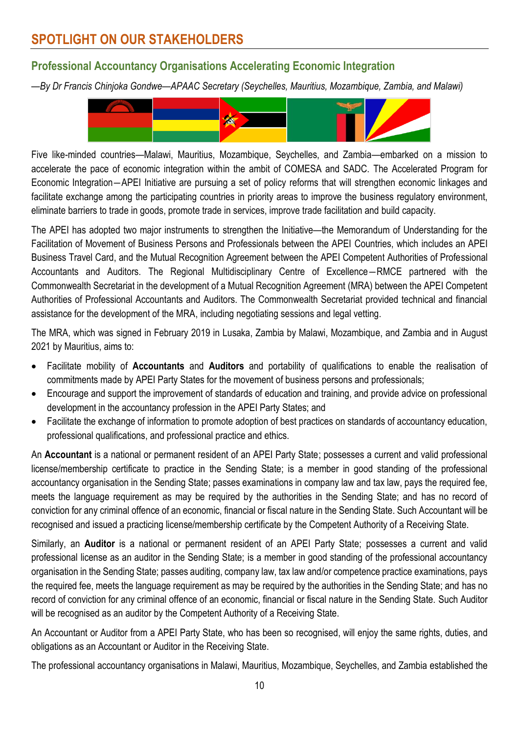# SPOTLIGHT ON OUR STAKEHOLDERS

## Professional Accountancy Organisations Accelerating Economic Integration

*—By Dr Francis Chinjoka Gondwe—APAAC Secretary (Seychelles, Mauritius, Mozambique, Zambia, and Malawi)*

Five like-minded countries—Malawi, Mauritius, Mozambique, Seychelles, and Zambia—embarked on a mission to accelerate the pace of economic integration within the ambit of COMESA and SADC. The Accelerated Program for Economic Integration—APEI Initiative are pursuing a set of policy reforms that will strengthen economic linkages and facilitate exchange among the participating countries in priority areas to improve the business regulatory environment, eliminate barriers to trade in goods, promote trade in services, improve trade facilitation and build capacity.

The APEI has adopted two major instruments to strengthen the Initiative—the Memorandum of Understanding for the Facilitation of Movement of Business Persons and Professionals between the APEI Countries, which includes an APEI Business Travel Card, and the Mutual Recognition Agreement between the APEI Competent Authorities of Professional Accountants and Auditors. The Regional Multidisciplinary Centre of Excellence—RMCE partnered with the Commonwealth Secretariat in the development of a Mutual Recognition Agreement (MRA) between the APEI Competent Authorities of Professional Accountants and Auditors. The Commonwealth Secretariat provided technical and financial assistance for the development of the MRA, including negotiating sessions and legal vetting.

The MRA, which was signed in February 2019 in Lusaka, Zambia by Malawi, Mozambique, and Zambia and in August 2021 by Mauritius, aims to:

- Facilitate mobility of **Accountants** and **Auditors** and portability of qualifications to enable the realisation of commitments made by APEI Party States for the movement of business persons and professionals;
- Encourage and support the improvement of standards of education and training, and provide advice on professional development in the accountancy profession in the APEI Party States; and
- Facilitate the exchange of information to promote adoption of best practices on standards of accountancy education, professional qualifications, and professional practice and ethics.

An **Accountant** is a national or permanent resident of an APEI Party State; possesses a current and valid professional license/membership certificate to practice in the Sending State; is a member in good standing of the professional accountancy organisation in the Sending State; passes examinations in company law and tax law, pays the required fee, meets the language requirement as may be required by the authorities in the Sending State; and has no record of conviction for any criminal offence of an economic, financial or fiscal nature in the Sending State. Such Accountant will be recognised and issued a practicing license/membership certificate by the Competent Authority of a Receiving State.

Similarly, an **Auditor** is a national or permanent resident of an APEI Party State; possesses a current and valid professional license as an auditor in the Sending State; is a member in good standing of the professional accountancy organisation in the Sending State; passes auditing, company law, tax law and/or competence practice examinations, pays the required fee, meets the language requirement as may be required by the authorities in the Sending State; and has no record of conviction for any criminal offence of an economic, financial or fiscal nature in the Sending State. Such Auditor will be recognised as an auditor by the Competent Authority of a Receiving State.

An Accountant or Auditor from a APEI Party State, who has been so recognised, will enjoy the same rights, duties, and obligations as an Accountant or Auditor in the Receiving State.

The professional accountancy organisations in Malawi, Mauritius, Mozambique, Seychelles, and Zambia established the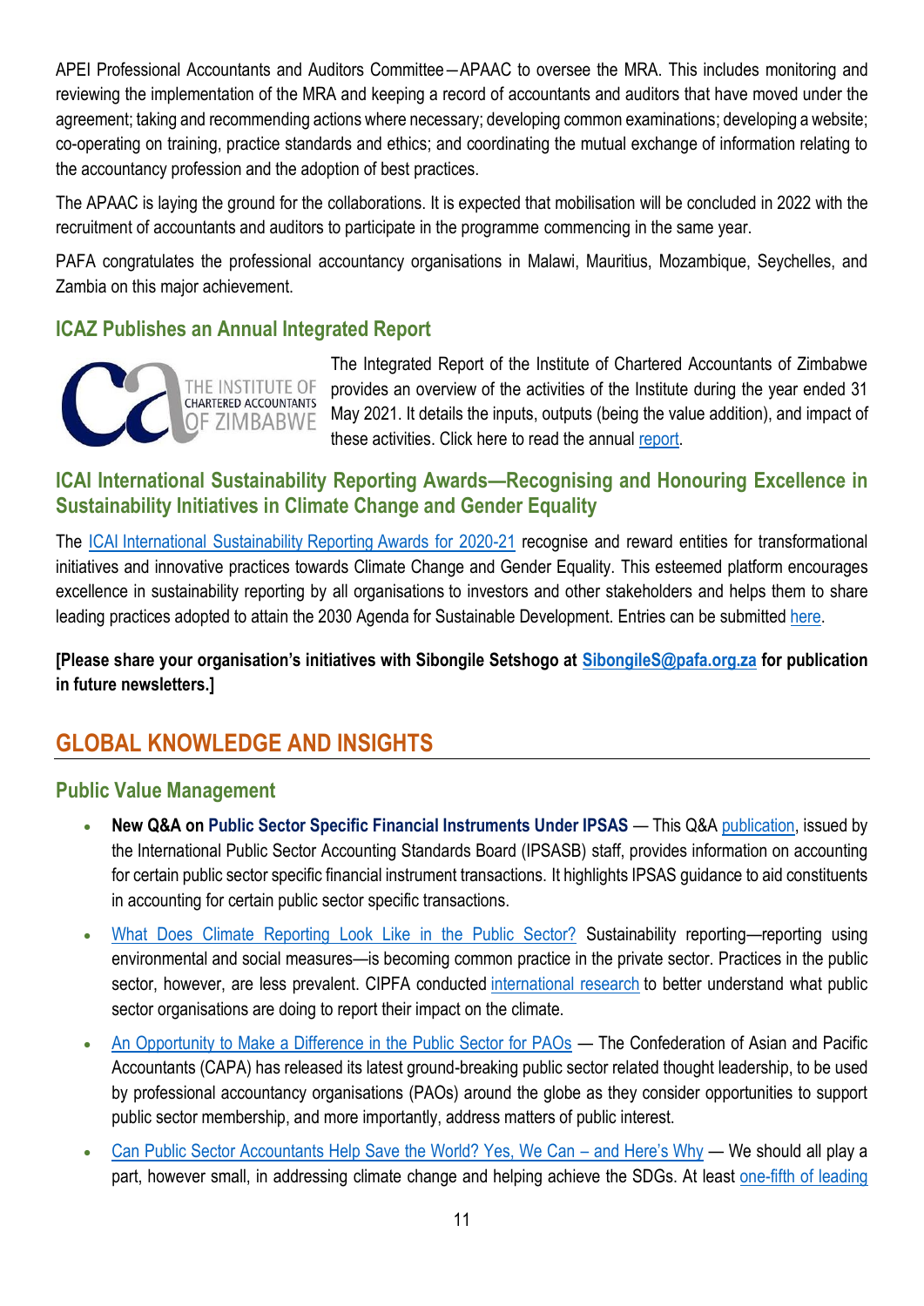APEI Professional Accountants and Auditors Committee—APAAC to oversee the MRA. This includes monitoring and reviewing the implementation of the MRA and keeping a record of accountants and auditors that have moved under the agreement; taking and recommending actions where necessary; developing common examinations; developing a website; co-operating on training, practice standards and ethics; and coordinating the mutual exchange of information relating to the accountancy profession and the adoption of best practices.

The APAAC is laying the ground for the collaborations. It is expected that mobilisation will be concluded in 2022 with the recruitment of accountants and auditors to participate in the programme commencing in the same year.

PAFA congratulates the professional accountancy organisations in Malawi, Mauritius, Mozambique, Seychelles, and Zambia on this major achievement.

### ICAZ Publishes an Annual Integrated Report

The Integrated Report of the Institute of Chartered Accountants of Zimbabwe provides an overview of the activities of the Institute during the year ended 31 May 2021. It details the inputs, outputs (being the value addition), and impact of these activities. Click here to read the annual report.

### ICAI International Sustainability Reporting Awards—Recognising and Honouring Excellence in Sustainability Initiatives in Climate Change and Gender Equality

The ICAI International Sustainability Reporting Awards for 2020-21 recognise and reward entities for transformational initiatives and innovative practices towards Climate Change and Gender Equality. This esteemed platform encourages excellence in sustainability reporting by all organisations to investors and other stakeholders and helps them to share leading practices adopted to attain the 2030 Agenda for Sustainable Development. Entries can be submitted here.

**[Please share your organisation's initiatives with Sibongile Setshogo at SibongileS@pafa.org.za for publication in future newsletters.]**

## GLOBAL KNOWLEDGE AND INSIGHTS

### Public Value Management

- **New Q&A on Public Sector Specific Financial Instruments Under IPSAS** — This Q&A publication, issued by the International Public Sector Accounting Standards Board (IPSASB) staff, provides information on accounting for certain public sector specific financial instrument transactions. It highlights IPSAS guidance to aid constituents in accounting for certain public sector specific transactions.
- What Does Climate Reporting Look Like in the Public Sector? Sustainability reporting—reporting using environmental and social measures—is becoming common practice in the private sector. Practices in the public sector, however, are less prevalent. CIPFA conducted international research to better understand what public sector organisations are doing to report their impact on the climate.
- An Opportunity to Make a Difference in the Public Sector for PAOs — The Confederation of Asian and Pacific Accountants (CAPA) has released its latest ground-breaking public sector related thought leadership, to be used by professional accountancy organisations (PAOs) around the globe as they consider opportunities to support public sector membership, and more importantly, address matters of public interest.
- Can Public Sector Accountants Help Save the World? Yes, We Can – and Here's Why — We should all play a part, however small, in addressing climate change and helping achieve the SDGs. At least one-fifth of leading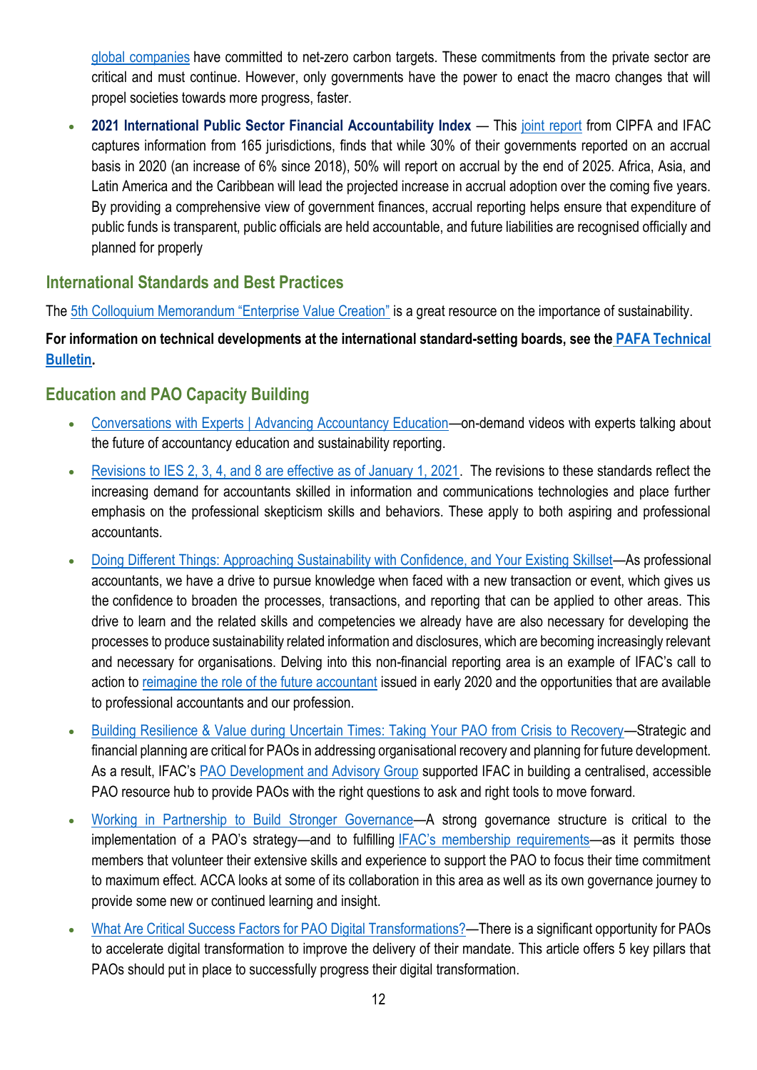global companies have committed to net-zero carbon targets. These commitments from the private sector are critical and must continue. However, only governments have the power to enact the macro changes that will propel societies towards more progress, faster.

- **2021 International Public Sector Financial Accountability Index** — This joint report from CIPFA and IFAC captures information from 165 jurisdictions, finds that while 30% of their governments reported on an accrual basis in 2020 (an increase of 6% since 2018), 50% will report on accrual by the end of 2025. Africa, Asia, and Latin America and the Caribbean will lead the projected increase in accrual adoption over the coming five years. By providing a comprehensive view of government finances, accrual reporting helps ensure that expenditure of public funds is transparent, public officials are held accountable, and future liabilities are recognised officially and planned for properly

## International Standards and Best Practices

The 5th Colloquium Memorandum "Enterprise Value Creation" is a great resource on the importance of sustainability.

**For information on technical developments at the international standard-setting boards, see the PAFA Technical Bulletin.**

## Education and PAO Capacity Building

- Conversations with Experts | Advancing Accountancy Education—on-demand videos with experts talking about the future of accountancy education and sustainability reporting.
- Revisions to IES 2, 3, 4, and 8 are effective as of January 1, 2021. The revisions to these standards reflect the increasing demand for accountants skilled in information and communications technologies and place further emphasis on the professional skepticism skills and behaviors. These apply to both aspiring and professional accountants.
- Doing Different Things: Approaching Sustainability with Confidence, and Your Existing Skillset—As professional accountants, we have a drive to pursue knowledge when faced with a new transaction or event, which gives us the confidence to broaden the processes, transactions, and reporting that can be applied to other areas. This drive to learn and the related skills and competencies we already have are also necessary for developing the processes to produce sustainability related information and disclosures, which are becoming increasingly relevant and necessary for organisations. Delving into this non-financial reporting area is an example of IFAC's call to action to reimagine the role of the future accountant issued in early 2020 and the opportunities that are available to professional accountants and our profession.
- Building Resilience & Value during Uncertain Times: Taking Your PAO from Crisis to Recovery—Strategic and financial planning are critical for PAOs in addressing organisational recovery and planning for future development. As a result, IFAC's PAO Development and Advisory Group supported IFAC in building a centralised, accessible PAO resource hub to provide PAOs with the right questions to ask and right tools to move forward.
- Working in Partnership to Build Stronger Governance—A strong governance structure is critical to the implementation of a PAO's strategy—and to fulfilling IFAC's membership requirements—as it permits those members that volunteer their extensive skills and experience to support the PAO to focus their time commitment to maximum effect. ACCA looks at some of its collaboration in this area as well as its own governance journey to provide some new or continued learning and insight.
- What Are Critical Success Factors for PAO Digital Transformations?—There is a significant opportunity for PAOs to accelerate digital transformation to improve the delivery of their mandate. This article offers 5 key pillars that PAOs should put in place to successfully progress their digital transformation.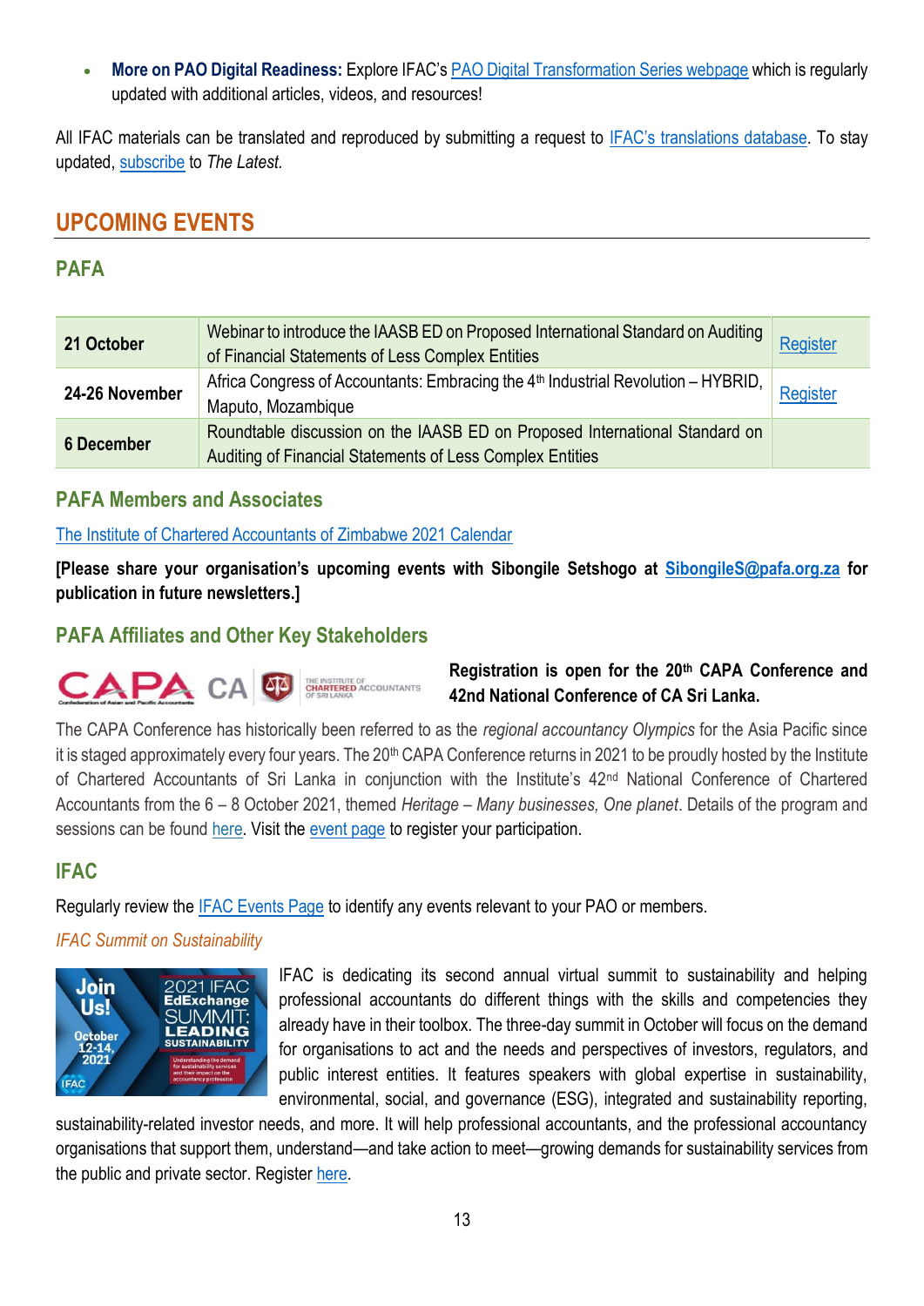- **More on PAO Digital Readiness:** Explore IFAC's [PAO Digital Transformation Series webpage] which is regularly updated with additional articles, videos, and resources!

All IFAC materials can be translated and reproduced by submitting a request to [IFAC's translations database]. To stay updated, [subscribe] to *The Latest.*

## UPCOMING EVENTS

### PAFA

| | | |
|---|---|---|
| **21 October** | Webinar to introduce the IAASB ED on Proposed International Standard on Auditing of Financial Statements of Less Complex Entities | Register |
| **24-26 November** | Africa Congress of Accountants: Embracing the 4th Industrial Revolution – HYBRID, Maputo, Mozambique | Register |
| **6 December** | Roundtable discussion on the IAASB ED on Proposed International Standard on Auditing of Financial Statements of Less Complex Entities | |

### PAFA Members and Associates

[The Institute of Chartered Accountants of Zimbabwe 2021 Calendar]

**[Please share your organisation's upcoming events with Sibongile Setshogo at SibongileS@pafa.org.za for publication in future newsletters.]**

### PAFA Affiliates and Other Key Stakeholders

**Registration is open for the 20th CAPA Conference and 42nd National Conference of CA Sri Lanka.**

The CAPA Conference has historically been referred to as the *regional accountancy Olympics* for the Asia Pacific since it is staged approximately every four years. The 20th CAPA Conference returns in 2021 to be proudly hosted by the Institute of Chartered Accountants of Sri Lanka in conjunction with the Institute's 42nd National Conference of Chartered Accountants from the 6 – 8 October 2021, themed *Heritage – Many businesses, One planet*. Details of the program and sessions can be found [here]. Visit the [event page] to register your participation.

### IFAC

Regularly review the [IFAC Events Page] to identify any events relevant to your PAO or members.

*IFAC Summit on Sustainability*

IFAC is dedicating its second annual virtual summit to sustainability and helping professional accountants do different things with the skills and competencies they already have in their toolbox. The three-day summit in October will focus on the demand for organisations to act and the needs and perspectives of investors, regulators, and public interest entities. It features speakers with global expertise in sustainability, environmental, social, and governance (ESG), integrated and sustainability reporting, sustainability-related investor needs, and more. It will help professional accountants, and the professional accountancy organisations that support them, understand—and take action to meet—growing demands for sustainability services from the public and private sector. Register [here].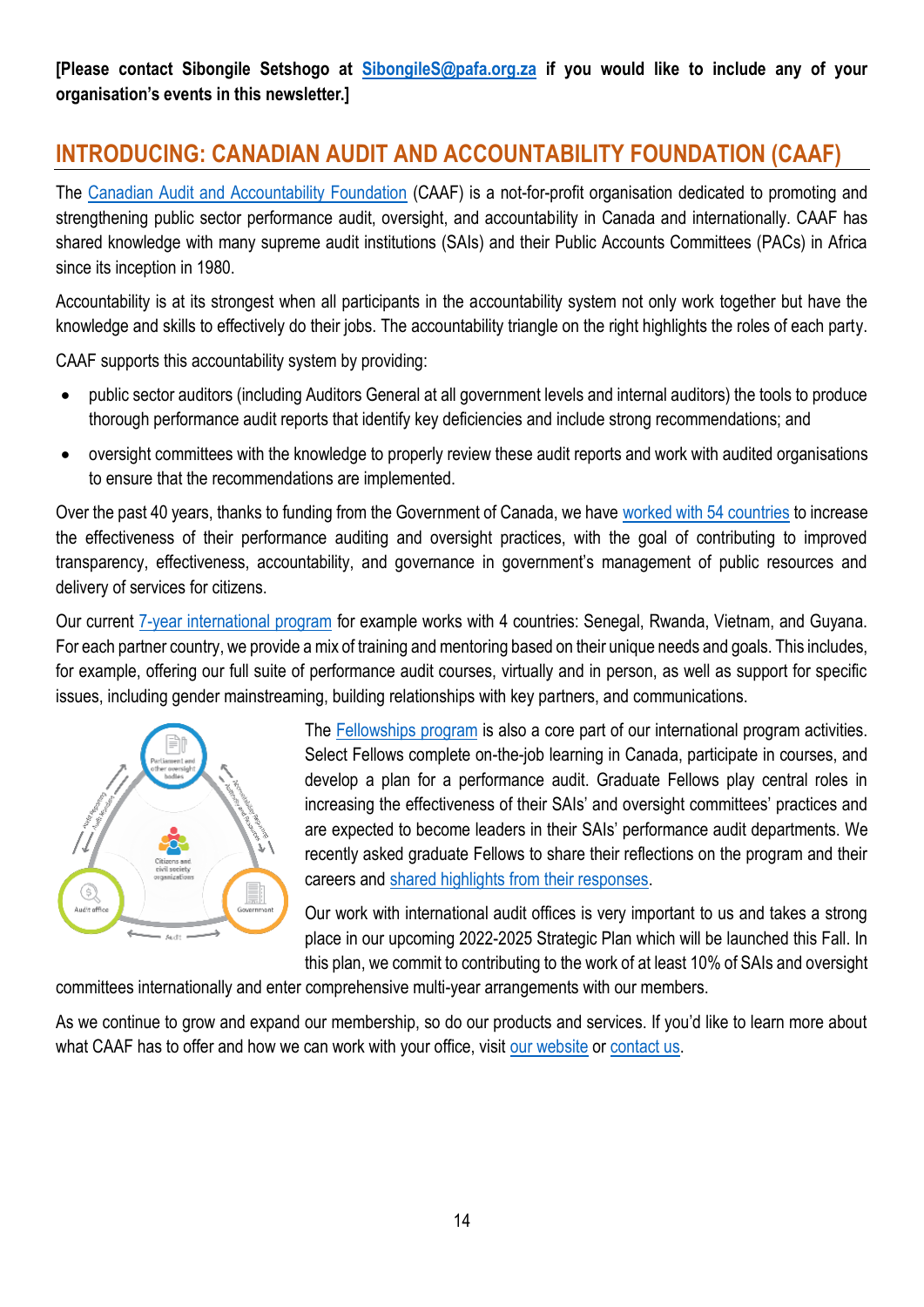**[Please contact Sibongile Setshogo at SibongileS@pafa.org.za if you would like to include any of your organisation's events in this newsletter.]**

## INTRODUCING: CANADIAN AUDIT AND ACCOUNTABILITY FOUNDATION (CAAF)

The Canadian Audit and Accountability Foundation (CAAF) is a not-for-profit organisation dedicated to promoting and strengthening public sector performance audit, oversight, and accountability in Canada and internationally. CAAF has shared knowledge with many supreme audit institutions (SAIs) and their Public Accounts Committees (PACs) in Africa since its inception in 1980.

Accountability is at its strongest when all participants in the accountability system not only work together but have the knowledge and skills to effectively do their jobs. The accountability triangle on the right highlights the roles of each party.

CAAF supports this accountability system by providing:

- public sector auditors (including Auditors General at all government levels and internal auditors) the tools to produce thorough performance audit reports that identify key deficiencies and include strong recommendations; and
- oversight committees with the knowledge to properly review these audit reports and work with audited organisations to ensure that the recommendations are implemented.

Over the past 40 years, thanks to funding from the Government of Canada, we have worked with 54 countries to increase the effectiveness of their performance auditing and oversight practices, with the goal of contributing to improved transparency, effectiveness, accountability, and governance in government's management of public resources and delivery of services for citizens.

Our current 7-year international program for example works with 4 countries: Senegal, Rwanda, Vietnam, and Guyana. For each partner country, we provide a mix of training and mentoring based on their unique needs and goals. This includes, for example, offering our full suite of performance audit courses, virtually and in person, as well as support for specific issues, including gender mainstreaming, building relationships with key partners, and communications.

The Fellowships program is also a core part of our international program activities. Select Fellows complete on-the-job learning in Canada, participate in courses, and develop a plan for a performance audit. Graduate Fellows play central roles in increasing the effectiveness of their SAIs' and oversight committees' practices and are expected to become leaders in their SAIs' performance audit departments. We recently asked graduate Fellows to share their reflections on the program and their careers and shared highlights from their responses.

Our work with international audit offices is very important to us and takes a strong place in our upcoming 2022-2025 Strategic Plan which will be launched this Fall. In this plan, we commit to contributing to the work of at least 10% of SAIs and oversight committees internationally and enter comprehensive multi-year arrangements with our members.

As we continue to grow and expand our membership, so do our products and services. If you'd like to learn more about what CAAF has to offer and how we can work with your office, visit our website or contact us.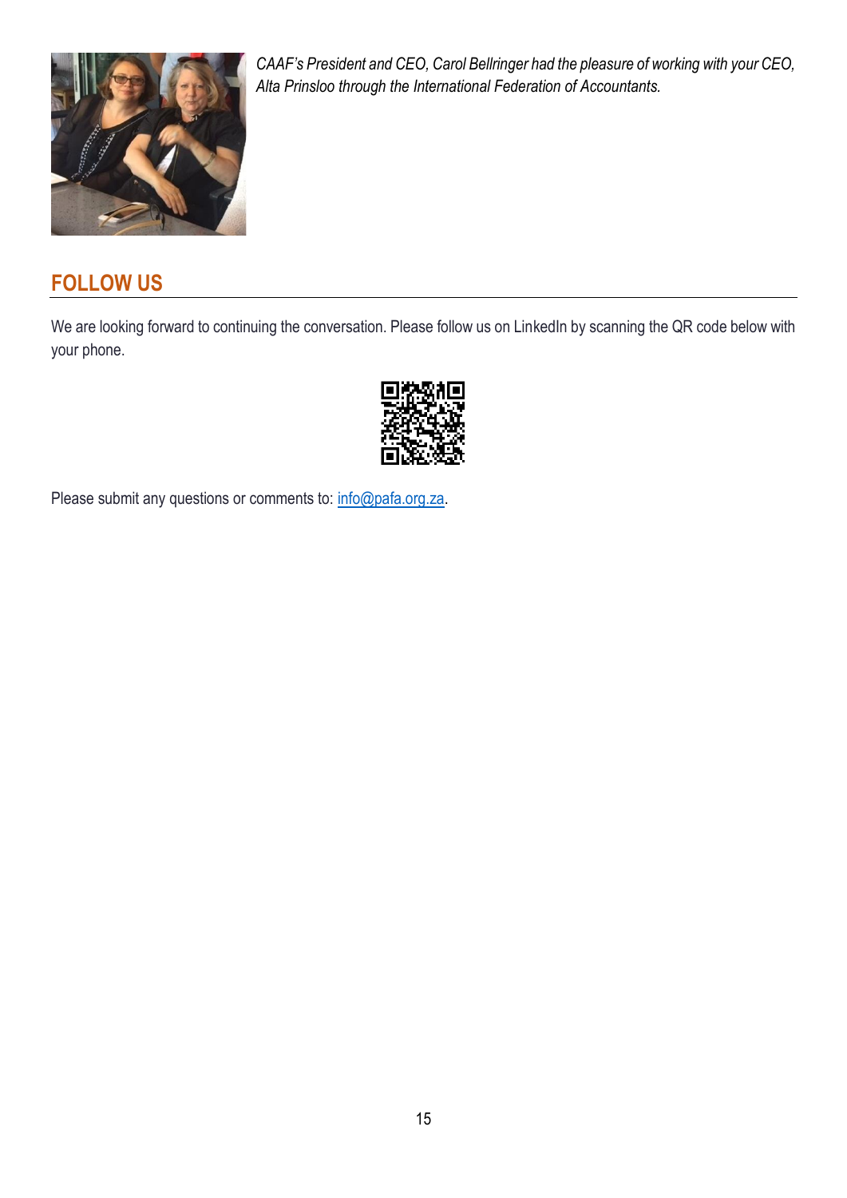*CAAF's President and CEO, Carol Bellringer had the pleasure of working with your CEO, Alta Prinsloo through the International Federation of Accountants.*

## FOLLOW US

We are looking forward to continuing the conversation. Please follow us on LinkedIn by scanning the QR code below with your phone.

Please submit any questions or comments to: info@pafa.org.za.